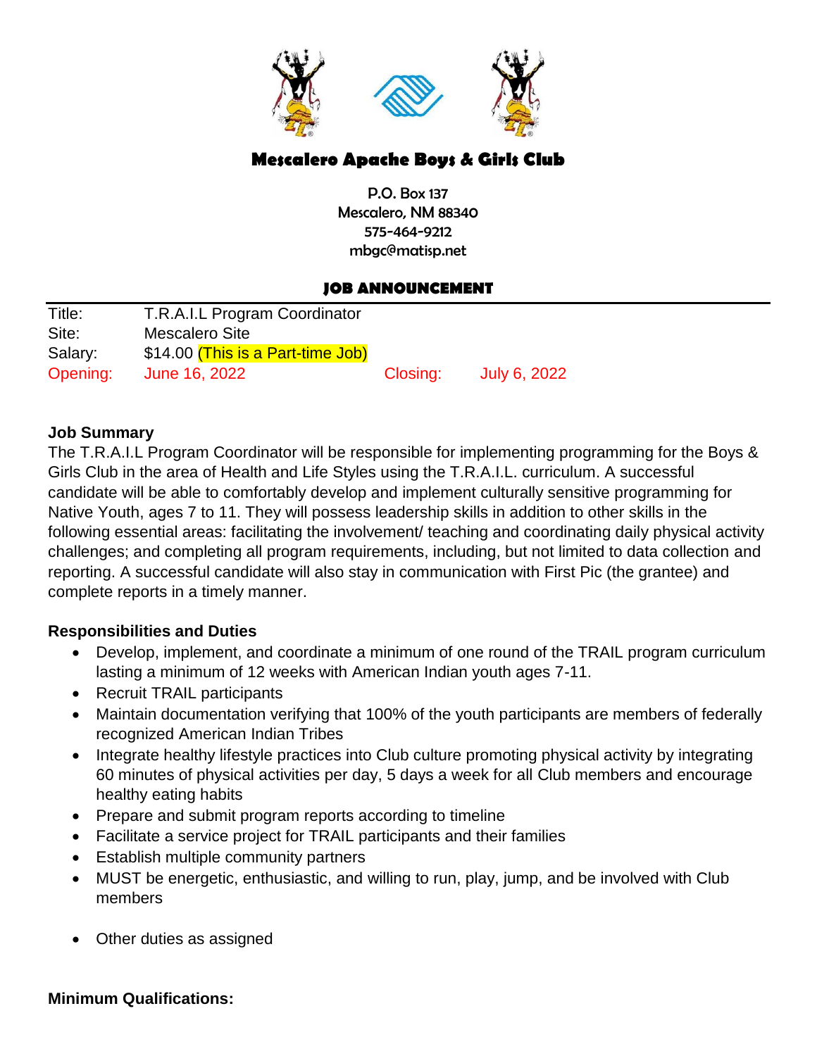# Mescalero Apache Boys & Girls Club

P.O. Box 137
Mescalero, NM 88340
575-464-9212
mbgc@matisp.net

## JOB ANNOUNCEMENT

| | | | |
|---|---|---|---|
| Title: | T.R.A.I.L Program Coordinator | | |
| Site: | Mescalero Site | | |
| Salary: | $14.00 (This is a Part-time Job) | | |
| Opening: | June 16, 2022 | Closing: | July 6, 2022 |

**Job Summary**

The T.R.A.I.L Program Coordinator will be responsible for implementing programming for the Boys & Girls Club in the area of Health and Life Styles using the T.R.A.I.L. curriculum. A successful candidate will be able to comfortably develop and implement culturally sensitive programming for Native Youth, ages 7 to 11. They will possess leadership skills in addition to other skills in the following essential areas: facilitating the involvement/ teaching and coordinating daily physical activity challenges; and completing all program requirements, including, but not limited to data collection and reporting. A successful candidate will also stay in communication with First Pic (the grantee) and complete reports in a timely manner.

**Responsibilities and Duties**

- Develop, implement, and coordinate a minimum of one round of the TRAIL program curriculum lasting a minimum of 12 weeks with American Indian youth ages 7-11.
- Recruit TRAIL participants
- Maintain documentation verifying that 100% of the youth participants are members of federally recognized American Indian Tribes
- Integrate healthy lifestyle practices into Club culture promoting physical activity by integrating 60 minutes of physical activities per day, 5 days a week for all Club members and encourage healthy eating habits
- Prepare and submit program reports according to timeline
- Facilitate a service project for TRAIL participants and their families
- Establish multiple community partners
- MUST be energetic, enthusiastic, and willing to run, play, jump, and be involved with Club members
- Other duties as assigned

**Minimum Qualifications:**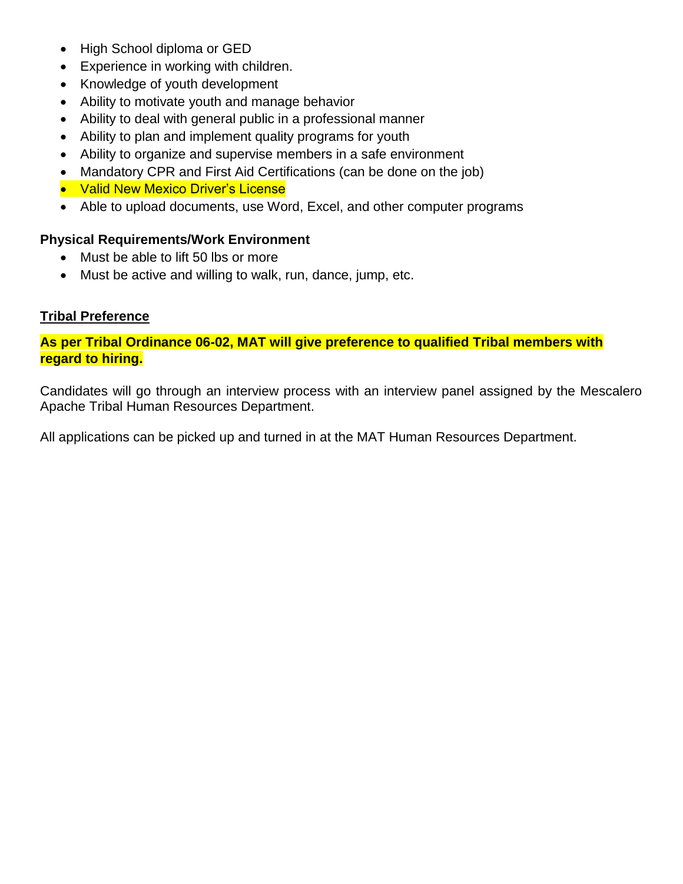- High School diploma or GED
- Experience in working with children.
- Knowledge of youth development
- Ability to motivate youth and manage behavior
- Ability to deal with general public in a professional manner
- Ability to plan and implement quality programs for youth
- Ability to organize and supervise members in a safe environment
- Mandatory CPR and First Aid Certifications (can be done on the job)
- Valid New Mexico Driver's License
- Able to upload documents, use Word, Excel, and other computer programs

**Physical Requirements/Work Environment**

- Must be able to lift 50 lbs or more
- Must be active and willing to walk, run, dance, jump, etc.

**Tribal Preference**

**As per Tribal Ordinance 06-02, MAT will give preference to qualified Tribal members with regard to hiring.**

Candidates will go through an interview process with an interview panel assigned by the Mescalero Apache Tribal Human Resources Department.

All applications can be picked up and turned in at the MAT Human Resources Department.